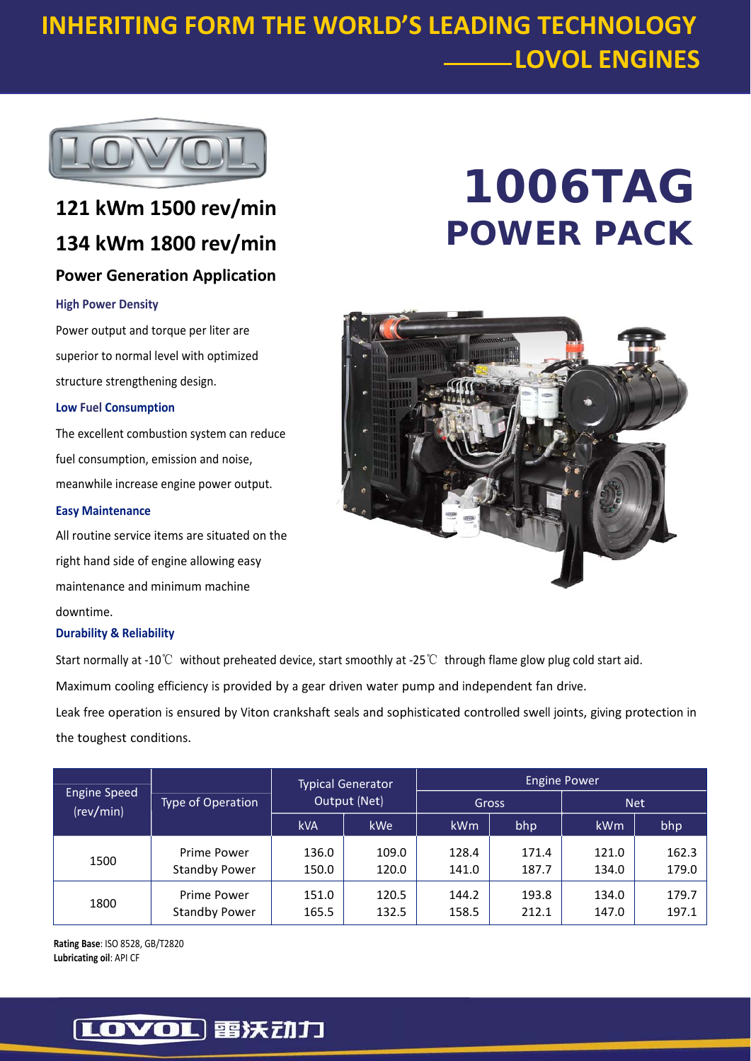# INHERITING FORM THE WORLD'S LEADING TECHNOLOGY ——LOVOL ENGINES

## 121 kWm 1500 rev/min

## 134 kWm 1800 rev/min

# 1006TAG POWER PACK

### Power Generation Application

**High Power Density**

Power output and torque per liter are superior to normal level with optimized structure strengthening design.

**Low Fuel Consumption**

The excellent combustion system can reduce fuel consumption, emission and noise, meanwhile increase engine power output.

**Easy Maintenance**

All routine service items are situated on the right hand side of engine allowing easy maintenance and minimum machine downtime.

**Durability & Reliability**

Start normally at -10℃ without preheated device, start smoothly at -25℃ through flame glow plug cold start aid.

Maximum cooling efficiency is provided by a gear driven water pump and independent fan drive.

Leak free operation is ensured by Viton crankshaft seals and sophisticated controlled swell joints, giving protection in the toughest conditions.

| Engine Speed (rev/min) | Type of Operation | Typical Generator Output (Net) | | Engine Power | | | |
|---|---|---|---|---|---|---|---|
| | | | | Gross | | Net | |
| | | kVA | kWe | kWm | bhp | kWm | bhp |
| 1500 | Prime Power<br>Standby Power | 136.0<br>150.0 | 109.0<br>120.0 | 128.4<br>141.0 | 171.4<br>187.7 | 121.0<br>134.0 | 162.3<br>179.0 |
| 1800 | Prime Power<br>Standby Power | 151.0<br>165.5 | 120.5<br>132.5 | 144.2<br>158.5 | 193.8<br>212.1 | 134.0<br>147.0 | 179.7<br>197.1 |

**Rating Base**: ISO 8528, GB/T2820

**Lubricating oil**: API CF

LOVOL 雷沃动力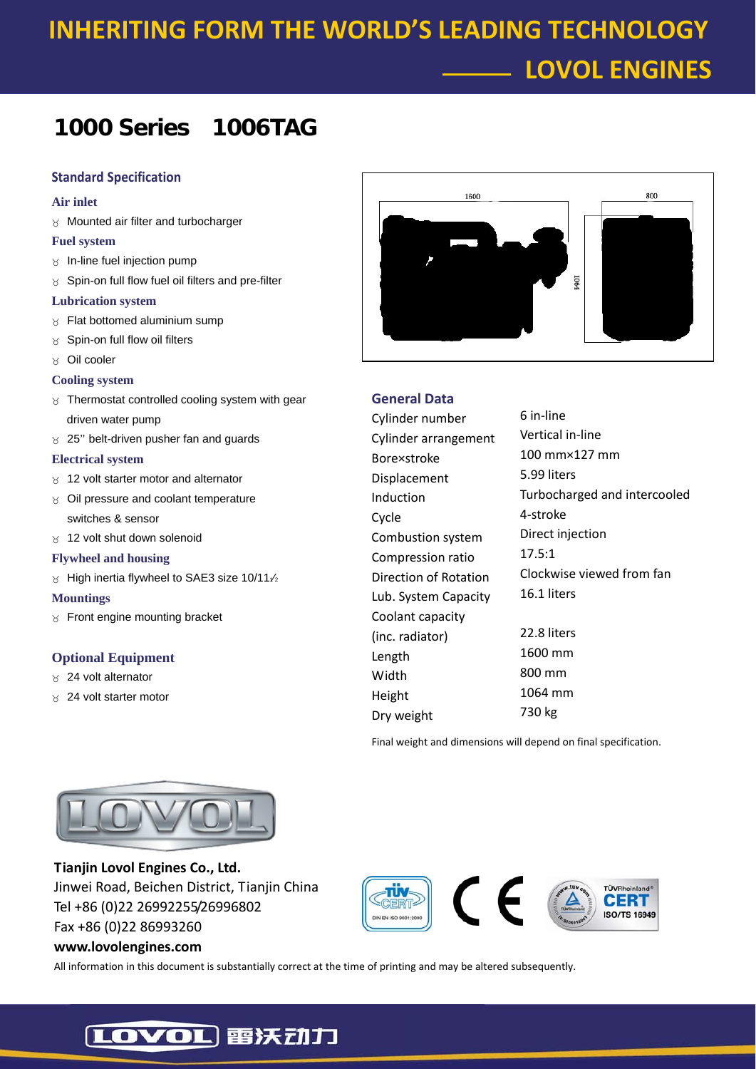# INHERITING FORM THE WORLD'S LEADING TECHNOLOGY

## LOVOL ENGINES

# 1000 Series 1006TAG

## Standard Specification

### Air inlet

- Mounted air filter and turbocharger

### Fuel system

- In-line fuel injection pump
- Spin-on full flow fuel oil filters and pre-filter

### Lubrication system

- Flat bottomed aluminium sump
- Spin-on full flow oil filters
- Oil cooler

### Cooling system

- Thermostat controlled cooling system with gear driven water pump
- 25'' belt-driven pusher fan and guards

### Electrical system

- 12 volt starter motor and alternator
- Oil pressure and coolant temperature switches & sensor
- 12 volt shut down solenoid

### Flywheel and housing

- High inertia flywheel to SAE3 size 10/11½

### Mountings

- Front engine mounting bracket

## Optional Equipment

- 24 volt alternator
- 24 volt starter motor

1600

800

1064

## General Data

| | |
|---|---|
| Cylinder number | 6 in-line |
| Cylinder arrangement | Vertical in-line |
| Bore×stroke | 100 mm×127 mm |
| Displacement | 5.99 liters |
| Induction | Turbocharged and intercooled |
| Cycle | 4-stroke |
| Combustion system | Direct injection |
| Compression ratio | 17.5:1 |
| Direction of Rotation | Clockwise viewed from fan |
| Lub. System Capacity | 16.1 liters |
| Coolant capacity (inc. radiator) | 22.8 liters |
| Length | 1600 mm |
| Width | 800 mm |
| Height | 1064 mm |
| Dry weight | 730 kg |

Final weight and dimensions will depend on final specification.

**Tianjin Lovol Engines Co., Ltd.**
Jinwei Road, Beichen District, Tianjin China
Tel +86 (0)22 26992255/26996802
Fax +86 (0)22 86993260
**www.lovolengines.com**

All information in this document is substantially correct at the time of printing and may be altered subsequently.

LOVOL 雷沃动力